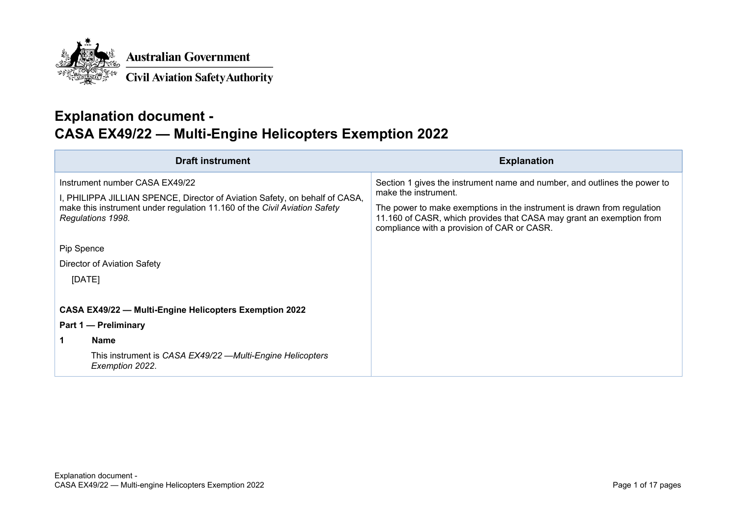Australian Government

Civil Aviation Safety Authority

# Explanation document - CASA EX49/22 — Multi-Engine Helicopters Exemption 2022

| Draft instrument | Explanation |
|---|---|
| Instrument number CASA EX49/22<br><br>I, PHILIPPA JILLIAN SPENCE, Director of Aviation Safety, on behalf of CASA, make this instrument under regulation 11.160 of the *Civil Aviation Safety Regulations 1998.*<br><br>Pip Spence<br><br>Director of Aviation Safety<br><br>[DATE]<br><br>**CASA EX49/22 — Multi-Engine Helicopters Exemption 2022**<br><br>**Part 1 — Preliminary**<br><br>**1 Name**<br><br>This instrument is *CASA EX49/22 —Multi-Engine Helicopters Exemption 2022*. | Section 1 gives the instrument name and number, and outlines the power to make the instrument.<br><br>The power to make exemptions in the instrument is drawn from regulation 11.160 of CASR, which provides that CASA may grant an exemption from compliance with a provision of CAR or CASR. |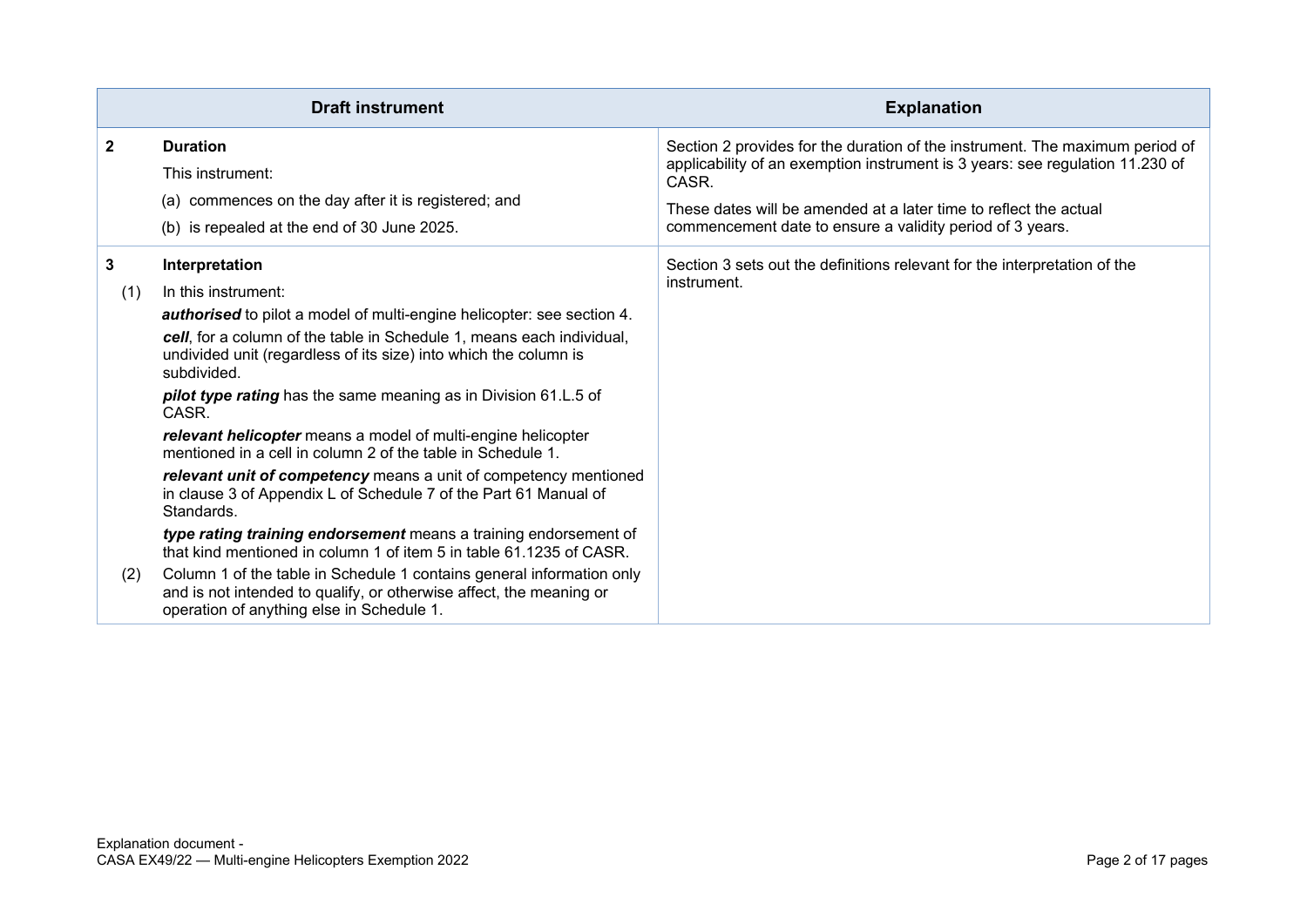| Draft instrument | Explanation |
|---|---|
| **2 Duration**<br>This instrument:<br>(a) commences on the day after it is registered; and<br>(b) is repealed at the end of 30 June 2025. | Section 2 provides for the duration of the instrument. The maximum period of applicability of an exemption instrument is 3 years: see regulation 11.230 of CASR.<br>These dates will be amended at a later time to reflect the actual commencement date to ensure a validity period of 3 years. |
| **3 Interpretation**<br>(1) In this instrument:<br>***authorised*** to pilot a model of multi-engine helicopter: see section 4.<br>***cell***, for a column of the table in Schedule 1, means each individual, undivided unit (regardless of its size) into which the column is subdivided.<br>***pilot type rating*** has the same meaning as in Division 61.L.5 of CASR.<br>***relevant helicopter*** means a model of multi-engine helicopter mentioned in a cell in column 2 of the table in Schedule 1.<br>***relevant unit of competency*** means a unit of competency mentioned in clause 3 of Appendix L of Schedule 7 of the Part 61 Manual of Standards.<br>***type rating training endorsement*** means a training endorsement of that kind mentioned in column 1 of item 5 in table 61.1235 of CASR.<br>(2) Column 1 of the table in Schedule 1 contains general information only and is not intended to qualify, or otherwise affect, the meaning or operation of anything else in Schedule 1. | Section 3 sets out the definitions relevant for the interpretation of the instrument. |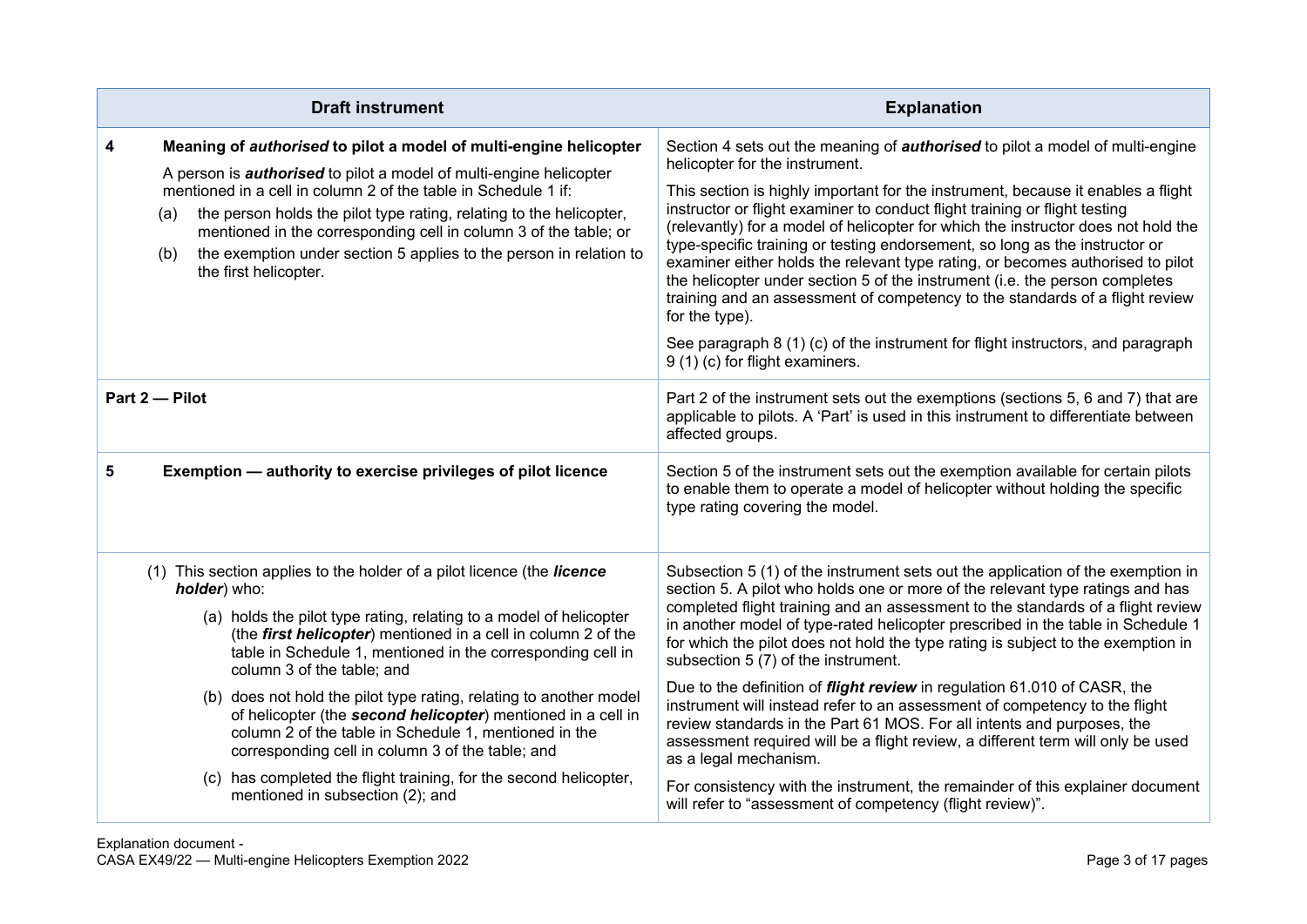| Draft instrument | Explanation |
|---|---|
| **4 Meaning of *authorised* to pilot a model of multi-engine helicopter**<br><br>A person is ***authorised*** to pilot a model of multi-engine helicopter mentioned in a cell in column 2 of the table in Schedule 1 if:<br>(a) the person holds the pilot type rating, relating to the helicopter, mentioned in the corresponding cell in column 3 of the table; or<br>(b) the exemption under section 5 applies to the person in relation to the first helicopter. | Section 4 sets out the meaning of ***authorised*** to pilot a model of multi-engine helicopter for the instrument.<br><br>This section is highly important for the instrument, because it enables a flight instructor or flight examiner to conduct flight training or flight testing (relevantly) for a model of helicopter for which the instructor does not hold the type-specific training or testing endorsement, so long as the instructor or examiner either holds the relevant type rating, or becomes authorised to pilot the helicopter under section 5 of the instrument (i.e. the person completes training and an assessment of competency to the standards of a flight review for the type).<br><br>See paragraph 8 (1) (c) of the instrument for flight instructors, and paragraph 9 (1) (c) for flight examiners. |
| **Part 2 — Pilot** | Part 2 of the instrument sets out the exemptions (sections 5, 6 and 7) that are applicable to pilots. A 'Part' is used in this instrument to differentiate between affected groups. |
| **5 Exemption — authority to exercise privileges of pilot licence** | Section 5 of the instrument sets out the exemption available for certain pilots to enable them to operate a model of helicopter without holding the specific type rating covering the model. |
| (1) This section applies to the holder of a pilot licence (the ***licence holder***) who:<br>(a) holds the pilot type rating, relating to a model of helicopter (the ***first helicopter***) mentioned in a cell in column 2 of the table in Schedule 1, mentioned in the corresponding cell in column 3 of the table; and<br>(b) does not hold the pilot type rating, relating to another model of helicopter (the ***second helicopter***) mentioned in a cell in column 2 of the table in Schedule 1, mentioned in the corresponding cell in column 3 of the table; and<br>(c) has completed the flight training, for the second helicopter, mentioned in subsection (2); and | Subsection 5 (1) of the instrument sets out the application of the exemption in section 5. A pilot who holds one or more of the relevant type ratings and has completed flight training and an assessment to the standards of a flight review in another model of type-rated helicopter prescribed in the table in Schedule 1 for which the pilot does not hold the type rating is subject to the exemption in subsection 5 (7) of the instrument.<br><br>Due to the definition of ***flight review*** in regulation 61.010 of CASR, the instrument will instead refer to an assessment of competency to the flight review standards in the Part 61 MOS. For all intents and purposes, the assessment required will be a flight review, a different term will only be used as a legal mechanism.<br><br>For consistency with the instrument, the remainder of this explainer document will refer to "assessment of competency (flight review)". |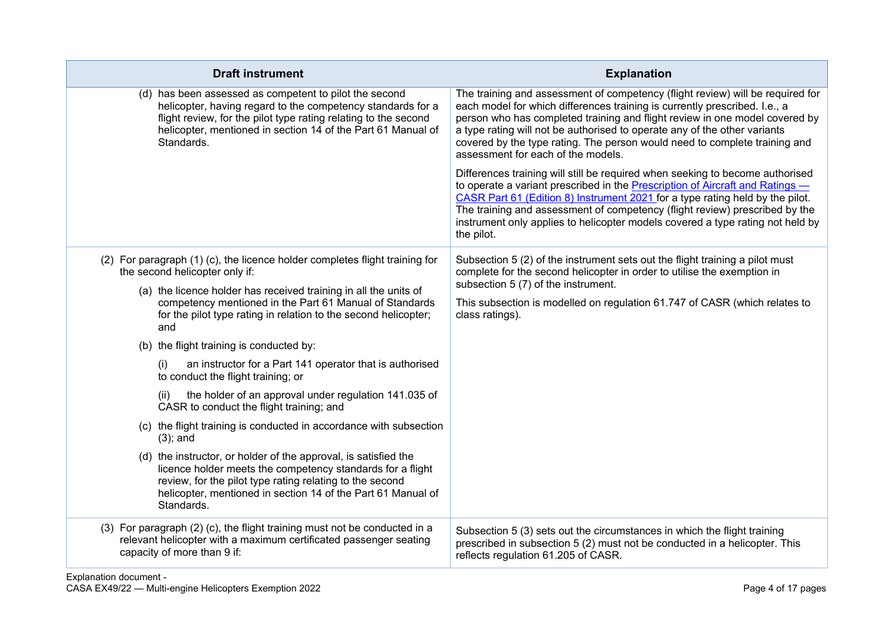| Draft instrument | Explanation |
| --- | --- |
| (d) has been assessed as competent to pilot the second helicopter, having regard to the competency standards for a flight review, for the pilot type rating relating to the second helicopter, mentioned in section 14 of the Part 61 Manual of Standards. | The training and assessment of competency (flight review) will be required for each model for which differences training is currently prescribed. I.e., a person who has completed training and flight review in one model covered by a type rating will not be authorised to operate any of the other variants covered by the type rating. The person would need to complete training and assessment for each of the models.<br><br>Differences training will still be required when seeking to become authorised to operate a variant prescribed in the [Prescription of Aircraft and Ratings — CASR Part 61 (Edition 8) Instrument 2021](#) for a type rating held by the pilot. The training and assessment of competency (flight review) prescribed by the instrument only applies to helicopter models covered a type rating not held by the pilot. |
| (2) For paragraph (1) (c), the licence holder completes flight training for the second helicopter only if:<br><br>(a) the licence holder has received training in all the units of competency mentioned in the Part 61 Manual of Standards for the pilot type rating in relation to the second helicopter; and<br><br>(b) the flight training is conducted by:<br><br>(i) an instructor for a Part 141 operator that is authorised to conduct the flight training; or<br><br>(ii) the holder of an approval under regulation 141.035 of CASR to conduct the flight training; and<br><br>(c) the flight training is conducted in accordance with subsection (3); and<br><br>(d) the instructor, or holder of the approval, is satisfied the licence holder meets the competency standards for a flight review, for the pilot type rating relating to the second helicopter, mentioned in section 14 of the Part 61 Manual of Standards. | Subsection 5 (2) of the instrument sets out the flight training a pilot must complete for the second helicopter in order to utilise the exemption in subsection 5 (7) of the instrument.<br><br>This subsection is modelled on regulation 61.747 of CASR (which relates to class ratings). |
| (3) For paragraph (2) (c), the flight training must not be conducted in a relevant helicopter with a maximum certificated passenger seating capacity of more than 9 if: | Subsection 5 (3) sets out the circumstances in which the flight training prescribed in subsection 5 (2) must not be conducted in a helicopter. This reflects regulation 61.205 of CASR. |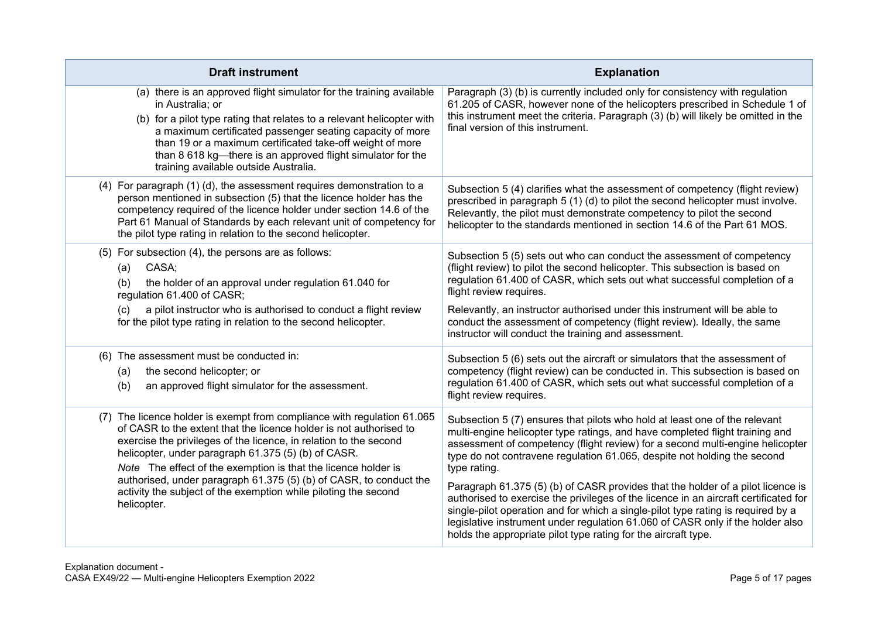| Draft instrument | Explanation |
|---|---|
| (a) there is an approved flight simulator for the training available in Australia; or<br>(b) for a pilot type rating that relates to a relevant helicopter with a maximum certificated passenger seating capacity of more than 19 or a maximum certificated take-off weight of more than 8 618 kg—there is an approved flight simulator for the training available outside Australia. | Paragraph (3) (b) is currently included only for consistency with regulation 61.205 of CASR, however none of the helicopters prescribed in Schedule 1 of this instrument meet the criteria. Paragraph (3) (b) will likely be omitted in the final version of this instrument. |
| (4) For paragraph (1) (d), the assessment requires demonstration to a person mentioned in subsection (5) that the licence holder has the competency required of the licence holder under section 14.6 of the Part 61 Manual of Standards by each relevant unit of competency for the pilot type rating in relation to the second helicopter. | Subsection 5 (4) clarifies what the assessment of competency (flight review) prescribed in paragraph 5 (1) (d) to pilot the second helicopter must involve. Relevantly, the pilot must demonstrate competency to pilot the second helicopter to the standards mentioned in section 14.6 of the Part 61 MOS. |
| (5) For subsection (4), the persons are as follows:<br>(a) CASA;<br>(b) the holder of an approval under regulation 61.040 for regulation 61.400 of CASR;<br>(c) a pilot instructor who is authorised to conduct a flight review for the pilot type rating in relation to the second helicopter. | Subsection 5 (5) sets out who can conduct the assessment of competency (flight review) to pilot the second helicopter. This subsection is based on regulation 61.400 of CASR, which sets out what successful completion of a flight review requires.<br><br>Relevantly, an instructor authorised under this instrument will be able to conduct the assessment of competency (flight review). Ideally, the same instructor will conduct the training and assessment. |
| (6) The assessment must be conducted in:<br>(a) the second helicopter; or<br>(b) an approved flight simulator for the assessment. | Subsection 5 (6) sets out the aircraft or simulators that the assessment of competency (flight review) can be conducted in. This subsection is based on regulation 61.400 of CASR, which sets out what successful completion of a flight review requires. |
| (7) The licence holder is exempt from compliance with regulation 61.065 of CASR to the extent that the licence holder is not authorised to exercise the privileges of the licence, in relation to the second helicopter, under paragraph 61.375 (5) (b) of CASR.<br>*Note* The effect of the exemption is that the licence holder is authorised, under paragraph 61.375 (5) (b) of CASR, to conduct the activity the subject of the exemption while piloting the second helicopter. | Subsection 5 (7) ensures that pilots who hold at least one of the relevant multi-engine helicopter type ratings, and have completed flight training and assessment of competency (flight review) for a second multi-engine helicopter type do not contravene regulation 61.065, despite not holding the second type rating.<br><br>Paragraph 61.375 (5) (b) of CASR provides that the holder of a pilot licence is authorised to exercise the privileges of the licence in an aircraft certificated for single-pilot operation and for which a single-pilot type rating is required by a legislative instrument under regulation 61.060 of CASR only if the holder also holds the appropriate pilot type rating for the aircraft type. |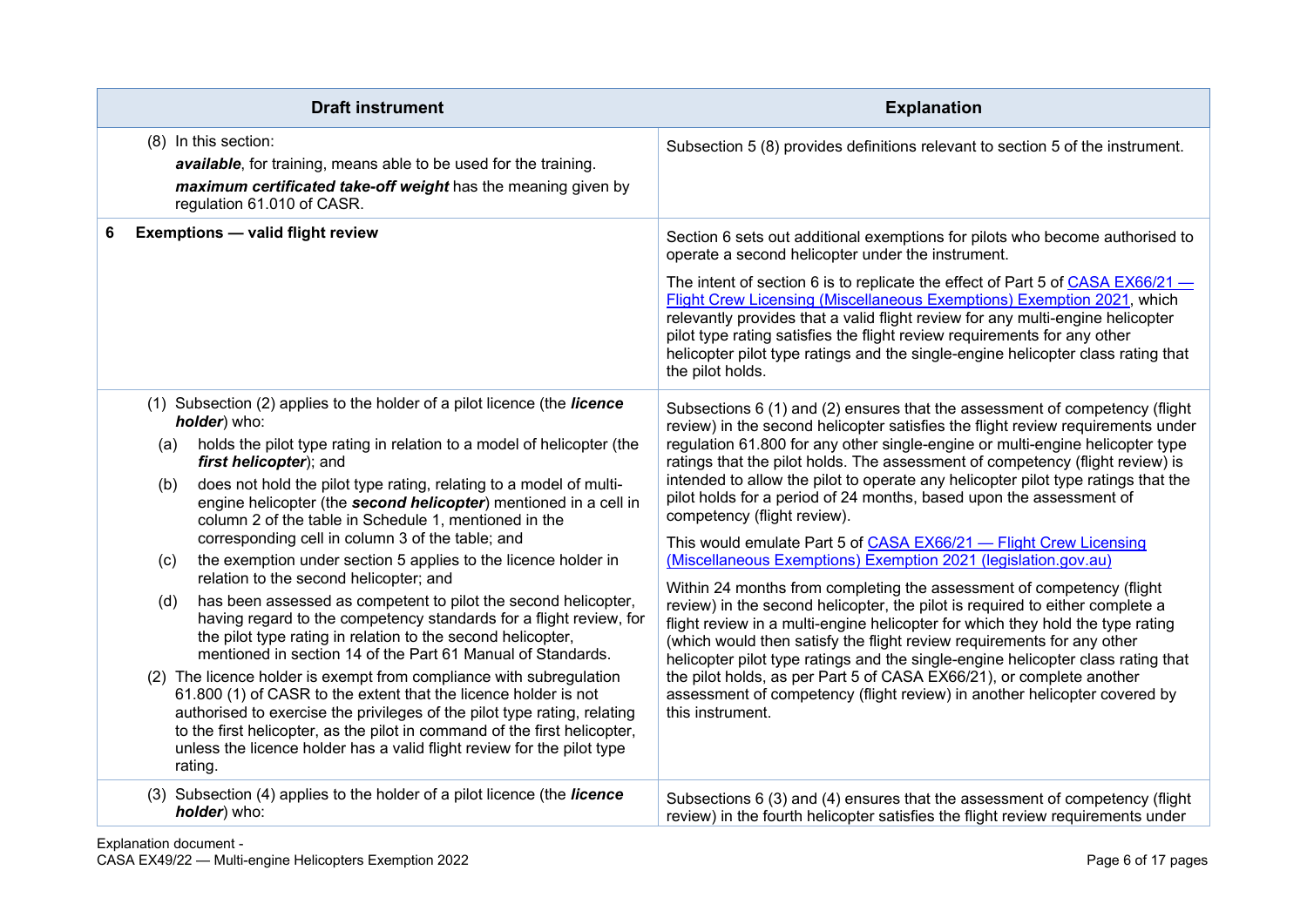| Draft instrument | Explanation |
| --- | --- |
| (8) In this section:<br>***available***, for training, means able to be used for the training.<br>***maximum certificated take-off weight*** has the meaning given by regulation 61.010 of CASR. | Subsection 5 (8) provides definitions relevant to section 5 of the instrument. |
| **6 Exemptions — valid flight review** | Section 6 sets out additional exemptions for pilots who become authorised to operate a second helicopter under the instrument.<br><br>The intent of section 6 is to replicate the effect of Part 5 of [CASA EX66/21 — Flight Crew Licensing (Miscellaneous Exemptions) Exemption 2021](), which relevantly provides that a valid flight review for any multi-engine helicopter pilot type rating satisfies the flight review requirements for any other helicopter pilot type ratings and the single-engine helicopter class rating that the pilot holds. |
| (1) Subsection (2) applies to the holder of a pilot licence (the ***licence holder***) who:<br>(a) holds the pilot type rating in relation to a model of helicopter (the ***first helicopter***); and<br>(b) does not hold the pilot type rating, relating to a model of multi-engine helicopter (the ***second helicopter***) mentioned in a cell in column 2 of the table in Schedule 1, mentioned in the corresponding cell in column 3 of the table; and<br>(c) the exemption under section 5 applies to the licence holder in relation to the second helicopter; and<br>(d) has been assessed as competent to pilot the second helicopter, having regard to the competency standards for a flight review, for the pilot type rating in relation to the second helicopter, mentioned in section 14 of the Part 61 Manual of Standards.<br>(2) The licence holder is exempt from compliance with subregulation 61.800 (1) of CASR to the extent that the licence holder is not authorised to exercise the privileges of the pilot type rating, relating to the first helicopter, as the pilot in command of the first helicopter, unless the licence holder has a valid flight review for the pilot type rating. | Subsections 6 (1) and (2) ensures that the assessment of competency (flight review) in the second helicopter satisfies the flight review requirements under regulation 61.800 for any other single-engine or multi-engine helicopter type ratings that the pilot holds. The assessment of competency (flight review) is intended to allow the pilot to operate any helicopter pilot type ratings that the pilot holds for a period of 24 months, based upon the assessment of competency (flight review).<br><br>This would emulate Part 5 of [CASA EX66/21 — Flight Crew Licensing (Miscellaneous Exemptions) Exemption 2021 (legislation.gov.au)]()<br><br>Within 24 months from completing the assessment of competency (flight review) in the second helicopter, the pilot is required to either complete a flight review in a multi-engine helicopter for which they hold the type rating (which would then satisfy the flight review requirements for any other helicopter pilot type ratings and the single-engine helicopter class rating that the pilot holds, as per Part 5 of CASA EX66/21), or complete another assessment of competency (flight review) in another helicopter covered by this instrument. |
| (3) Subsection (4) applies to the holder of a pilot licence (the ***licence holder***) who: | Subsections 6 (3) and (4) ensures that the assessment of competency (flight review) in the fourth helicopter satisfies the flight review requirements under |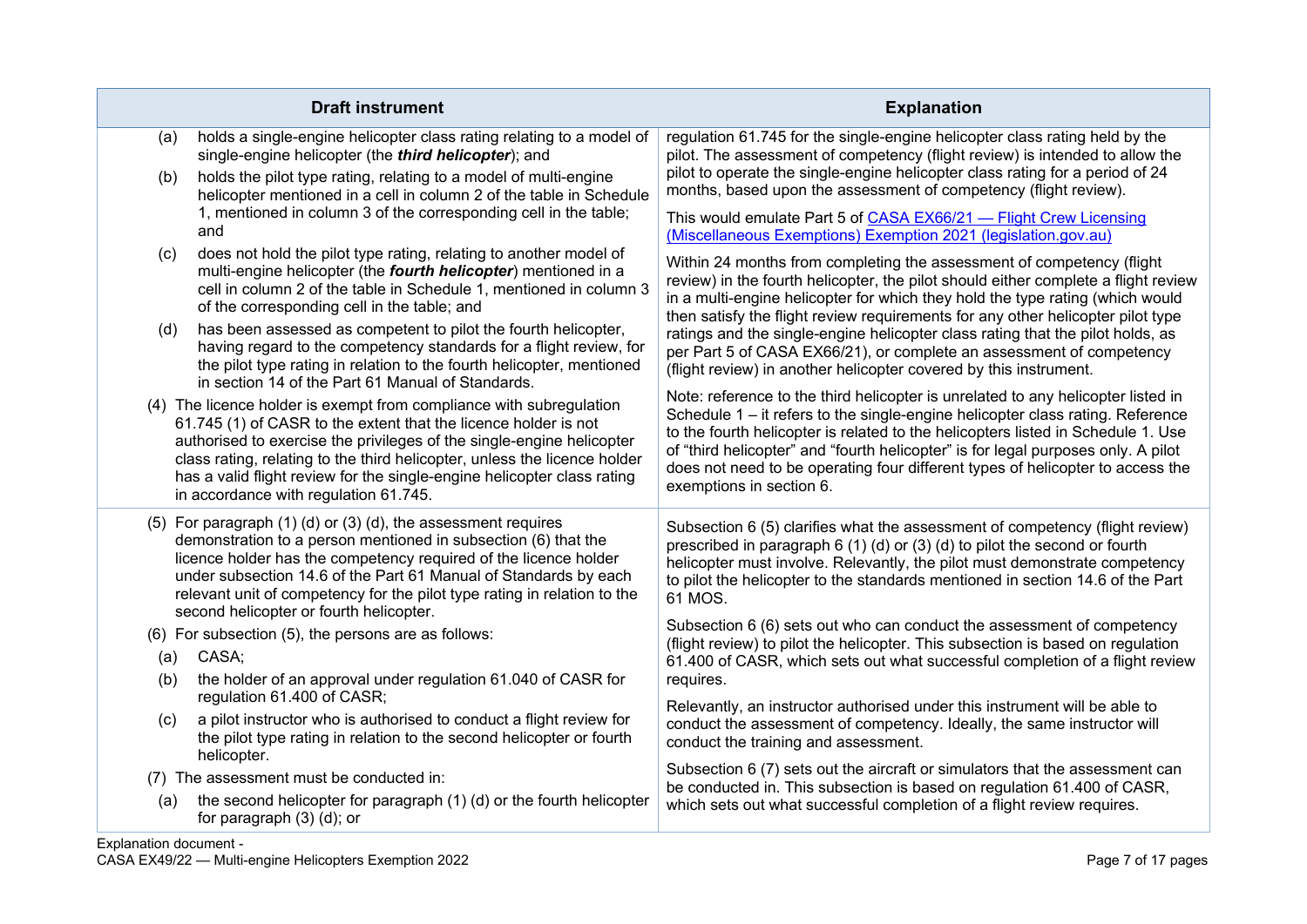| Draft instrument | Explanation |
|---|---|
| (a) holds a single-engine helicopter class rating relating to a model of single-engine helicopter (the ***third helicopter***); and<br><br>(b) holds the pilot type rating, relating to a model of multi-engine helicopter mentioned in a cell in column 2 of the table in Schedule 1, mentioned in column 3 of the corresponding cell in the table; and<br><br>(c) does not hold the pilot type rating, relating to another model of multi-engine helicopter (the ***fourth helicopter***) mentioned in a cell in column 2 of the table in Schedule 1, mentioned in column 3 of the corresponding cell in the table; and<br><br>(d) has been assessed as competent to pilot the fourth helicopter, having regard to the competency standards for a flight review, for the pilot type rating in relation to the fourth helicopter, mentioned in section 14 of the Part 61 Manual of Standards.<br><br>(4) The licence holder is exempt from compliance with subregulation 61.745 (1) of CASR to the extent that the licence holder is not authorised to exercise the privileges of the single-engine helicopter class rating, relating to the third helicopter, unless the licence holder has a valid flight review for the single-engine helicopter class rating in accordance with regulation 61.745. | regulation 61.745 for the single-engine helicopter class rating held by the pilot. The assessment of competency (flight review) is intended to allow the pilot to operate the single-engine helicopter class rating for a period of 24 months, based upon the assessment of competency (flight review).<br><br>This would emulate Part 5 of [CASA EX66/21 — Flight Crew Licensing (Miscellaneous Exemptions) Exemption 2021 (legislation.gov.au)]<br><br>Within 24 months from completing the assessment of competency (flight review) in the fourth helicopter, the pilot should either complete a flight review in a multi-engine helicopter for which they hold the type rating (which would then satisfy the flight review requirements for any other helicopter pilot type ratings and the single-engine helicopter class rating that the pilot holds, as per Part 5 of CASA EX66/21), or complete an assessment of competency (flight review) in another helicopter covered by this instrument.<br><br>Note: reference to the third helicopter is unrelated to any helicopter listed in Schedule 1 – it refers to the single-engine helicopter class rating. Reference to the fourth helicopter is related to the helicopters listed in Schedule 1. Use of "third helicopter" and "fourth helicopter" is for legal purposes only. A pilot does not need to be operating four different types of helicopter to access the exemptions in section 6. |
| (5) For paragraph (1) (d) or (3) (d), the assessment requires demonstration to a person mentioned in subsection (6) that the licence holder has the competency required of the licence holder under subsection 14.6 of the Part 61 Manual of Standards by each relevant unit of competency for the pilot type rating in relation to the second helicopter or fourth helicopter.<br><br>(6) For subsection (5), the persons are as follows:<br><br>(a) CASA;<br><br>(b) the holder of an approval under regulation 61.040 of CASR for regulation 61.400 of CASR;<br><br>(c) a pilot instructor who is authorised to conduct a flight review for the pilot type rating in relation to the second helicopter or fourth helicopter.<br><br>(7) The assessment must be conducted in:<br><br>(a) the second helicopter for paragraph (1) (d) or the fourth helicopter for paragraph (3) (d); or | Subsection 6 (5) clarifies what the assessment of competency (flight review) prescribed in paragraph 6 (1) (d) or (3) (d) to pilot the second or fourth helicopter must involve. Relevantly, the pilot must demonstrate competency to pilot the helicopter to the standards mentioned in section 14.6 of the Part 61 MOS.<br><br>Subsection 6 (6) sets out who can conduct the assessment of competency (flight review) to pilot the helicopter. This subsection is based on regulation 61.400 of CASR, which sets out what successful completion of a flight review requires.<br><br>Relevantly, an instructor authorised under this instrument will be able to conduct the assessment of competency. Ideally, the same instructor will conduct the training and assessment.<br><br>Subsection 6 (7) sets out the aircraft or simulators that the assessment can be conducted in. This subsection is based on regulation 61.400 of CASR, which sets out what successful completion of a flight review requires. |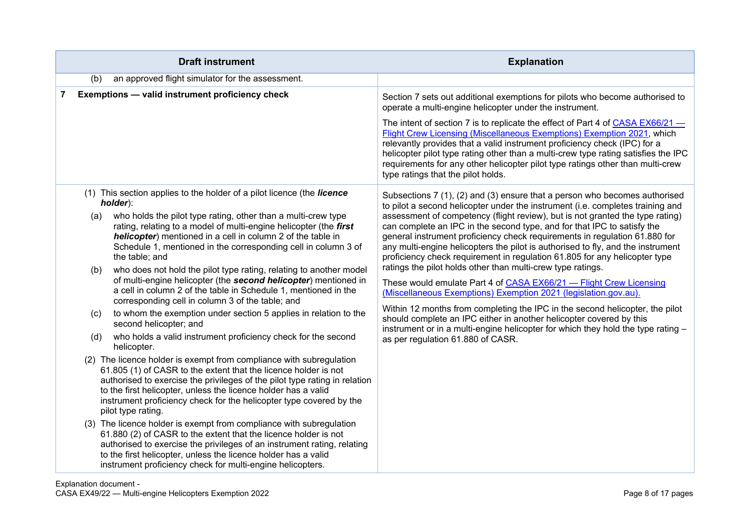| Draft instrument | Explanation |
| --- | --- |
| (b) an approved flight simulator for the assessment. | |
| **7 Exemptions — valid instrument proficiency check** | Section 7 sets out additional exemptions for pilots who become authorised to operate a multi-engine helicopter under the instrument.<br><br>The intent of section 7 is to replicate the effect of Part 4 of CASA EX66/21 — Flight Crew Licensing (Miscellaneous Exemptions) Exemption 2021, which relevantly provides that a valid instrument proficiency check (IPC) for a helicopter pilot type rating other than a multi-crew type rating satisfies the IPC requirements for any other helicopter pilot type ratings other than multi-crew type ratings that the pilot holds. |
| (1) This section applies to the holder of a pilot licence (the ***licence holder***):<br>(a) who holds the pilot type rating, other than a multi-crew type rating, relating to a model of multi-engine helicopter (the ***first helicopter***) mentioned in a cell in column 2 of the table in Schedule 1, mentioned in the corresponding cell in column 3 of the table; and<br>(b) who does not hold the pilot type rating, relating to another model of multi-engine helicopter (the ***second helicopter***) mentioned in a cell in column 2 of the table in Schedule 1, mentioned in the corresponding cell in column 3 of the table; and<br>(c) to whom the exemption under section 5 applies in relation to the second helicopter; and<br>(d) who holds a valid instrument proficiency check for the second helicopter.<br>(2) The licence holder is exempt from compliance with subregulation 61.805 (1) of CASR to the extent that the licence holder is not authorised to exercise the privileges of the pilot type rating in relation to the first helicopter, unless the licence holder has a valid instrument proficiency check for the helicopter type covered by the pilot type rating.<br>(3) The licence holder is exempt from compliance with subregulation 61.880 (2) of CASR to the extent that the licence holder is not authorised to exercise the privileges of an instrument rating, relating to the first helicopter, unless the licence holder has a valid instrument proficiency check for multi-engine helicopters. | Subsections 7 (1), (2) and (3) ensure that a person who becomes authorised to pilot a second helicopter under the instrument (i.e. completes training and assessment of competency (flight review), but is not granted the type rating) can complete an IPC in the second type, and for that IPC to satisfy the general instrument proficiency check requirements in regulation 61.880 for any multi-engine helicopters the pilot is authorised to fly, and the instrument proficiency check requirement in regulation 61.805 for any helicopter type ratings the pilot holds other than multi-crew type ratings.<br><br>These would emulate Part 4 of CASA EX66/21 — Flight Crew Licensing (Miscellaneous Exemptions) Exemption 2021 (legislation.gov.au).<br><br>Within 12 months from completing the IPC in the second helicopter, the pilot should complete an IPC either in another helicopter covered by this instrument or in a multi-engine helicopter for which they hold the type rating – as per regulation 61.880 of CASR. |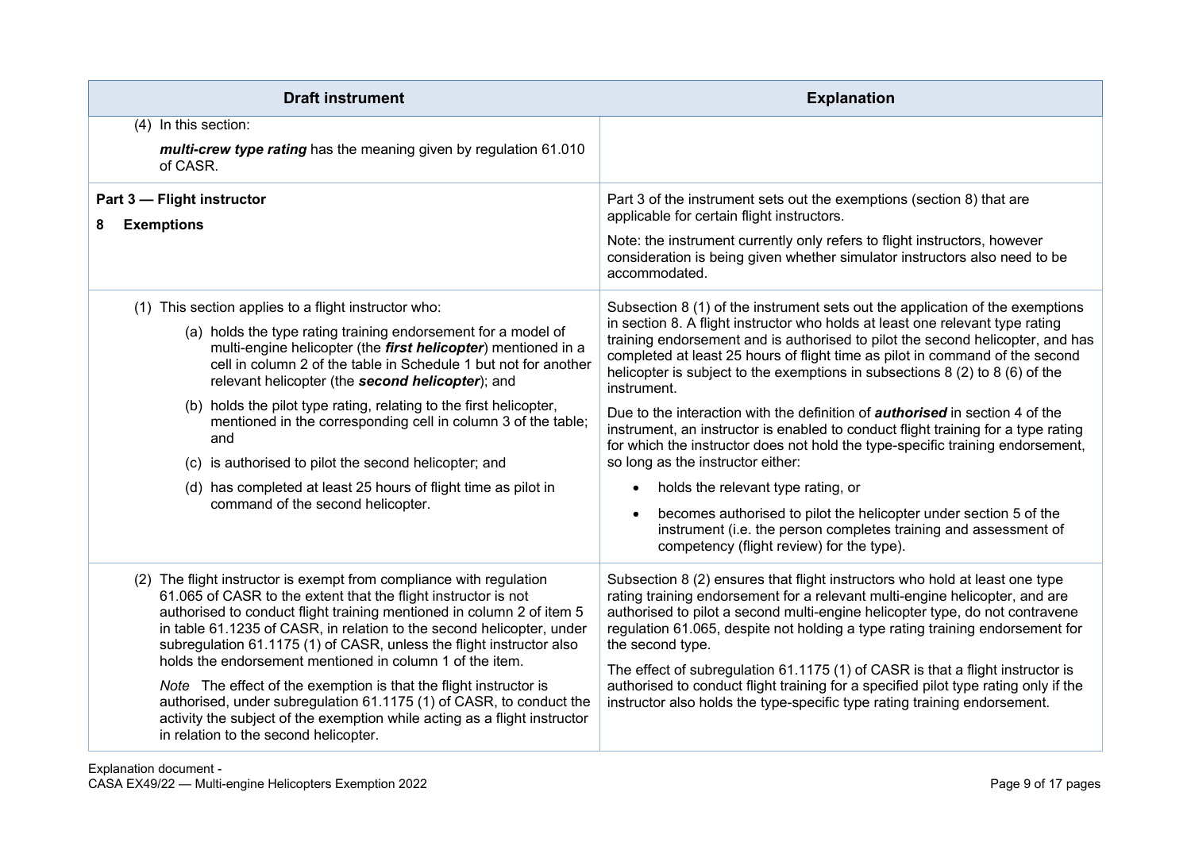| Draft instrument | Explanation |
| --- | --- |
| (4) In this section:<br>***multi-crew type rating*** has the meaning given by regulation 61.010 of CASR. | |
| **Part 3 — Flight instructor**<br>**8 Exemptions** | Part 3 of the instrument sets out the exemptions (section 8) that are applicable for certain flight instructors.<br>Note: the instrument currently only refers to flight instructors, however consideration is being given whether simulator instructors also need to be accommodated. |
| (1) This section applies to a flight instructor who:<br>(a) holds the type rating training endorsement for a model of multi-engine helicopter (the ***first helicopter***) mentioned in a cell in column 2 of the table in Schedule 1 but not for another relevant helicopter (the ***second helicopter***); and<br>(b) holds the pilot type rating, relating to the first helicopter, mentioned in the corresponding cell in column 3 of the table; and<br>(c) is authorised to pilot the second helicopter; and<br>(d) has completed at least 25 hours of flight time as pilot in command of the second helicopter. | Subsection 8 (1) of the instrument sets out the application of the exemptions in section 8. A flight instructor who holds at least one relevant type rating training endorsement and is authorised to pilot the second helicopter, and has completed at least 25 hours of flight time as pilot in command of the second helicopter is subject to the exemptions in subsections 8 (2) to 8 (6) of the instrument.<br>Due to the interaction with the definition of ***authorised*** in section 4 of the instrument, an instructor is enabled to conduct flight training for a type rating for which the instructor does not hold the type-specific training endorsement, so long as the instructor either:<br>• holds the relevant type rating, or<br>• becomes authorised to pilot the helicopter under section 5 of the instrument (i.e. the person completes training and assessment of competency (flight review) for the type). |
| (2) The flight instructor is exempt from compliance with regulation 61.065 of CASR to the extent that the flight instructor is not authorised to conduct flight training mentioned in column 2 of item 5 in table 61.1235 of CASR, in relation to the second helicopter, under subregulation 61.1175 (1) of CASR, unless the flight instructor also holds the endorsement mentioned in column 1 of the item.<br>*Note* The effect of the exemption is that the flight instructor is authorised, under subregulation 61.1175 (1) of CASR, to conduct the activity the subject of the exemption while acting as a flight instructor in relation to the second helicopter. | Subsection 8 (2) ensures that flight instructors who hold at least one type rating training endorsement for a relevant multi-engine helicopter, and are authorised to pilot a second multi-engine helicopter type, do not contravene regulation 61.065, despite not holding a type rating training endorsement for the second type.<br>The effect of subregulation 61.1175 (1) of CASR is that a flight instructor is authorised to conduct flight training for a specified pilot type rating only if the instructor also holds the type-specific type rating training endorsement. |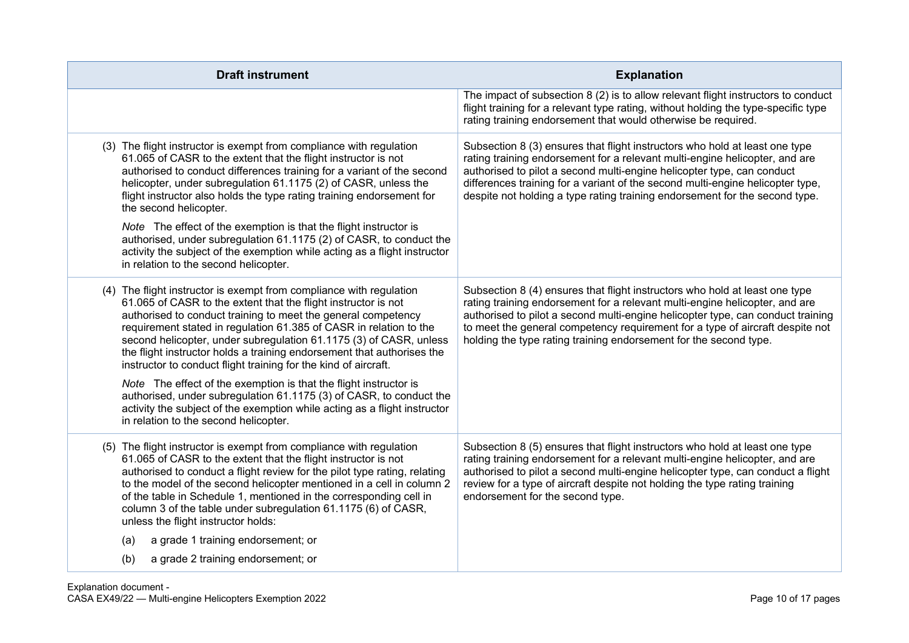| Draft instrument | Explanation |
| --- | --- |
| | The impact of subsection 8 (2) is to allow relevant flight instructors to conduct flight training for a relevant type rating, without holding the type-specific type rating training endorsement that would otherwise be required. |
| (3) The flight instructor is exempt from compliance with regulation 61.065 of CASR to the extent that the flight instructor is not authorised to conduct differences training for a variant of the second helicopter, under subregulation 61.1175 (2) of CASR, unless the flight instructor also holds the type rating training endorsement for the second helicopter.<br><br>*Note* The effect of the exemption is that the flight instructor is authorised, under subregulation 61.1175 (2) of CASR, to conduct the activity the subject of the exemption while acting as a flight instructor in relation to the second helicopter. | Subsection 8 (3) ensures that flight instructors who hold at least one type rating training endorsement for a relevant multi-engine helicopter, and are authorised to pilot a second multi-engine helicopter type, can conduct differences training for a variant of the second multi-engine helicopter type, despite not holding a type rating training endorsement for the second type. |
| (4) The flight instructor is exempt from compliance with regulation 61.065 of CASR to the extent that the flight instructor is not authorised to conduct training to meet the general competency requirement stated in regulation 61.385 of CASR in relation to the second helicopter, under subregulation 61.1175 (3) of CASR, unless the flight instructor holds a training endorsement that authorises the instructor to conduct flight training for the kind of aircraft.<br><br>*Note* The effect of the exemption is that the flight instructor is authorised, under subregulation 61.1175 (3) of CASR, to conduct the activity the subject of the exemption while acting as a flight instructor in relation to the second helicopter. | Subsection 8 (4) ensures that flight instructors who hold at least one type rating training endorsement for a relevant multi-engine helicopter, and are authorised to pilot a second multi-engine helicopter type, can conduct training to meet the general competency requirement for a type of aircraft despite not holding the type rating training endorsement for the second type. |
| (5) The flight instructor is exempt from compliance with regulation 61.065 of CASR to the extent that the flight instructor is not authorised to conduct a flight review for the pilot type rating, relating to the model of the second helicopter mentioned in a cell in column 2 of the table in Schedule 1, mentioned in the corresponding cell in column 3 of the table under subregulation 61.1175 (6) of CASR, unless the flight instructor holds:<br><br>(a) a grade 1 training endorsement; or<br><br>(b) a grade 2 training endorsement; or | Subsection 8 (5) ensures that flight instructors who hold at least one type rating training endorsement for a relevant multi-engine helicopter, and are authorised to pilot a second multi-engine helicopter type, can conduct a flight review for a type of aircraft despite not holding the type rating training endorsement for the second type. |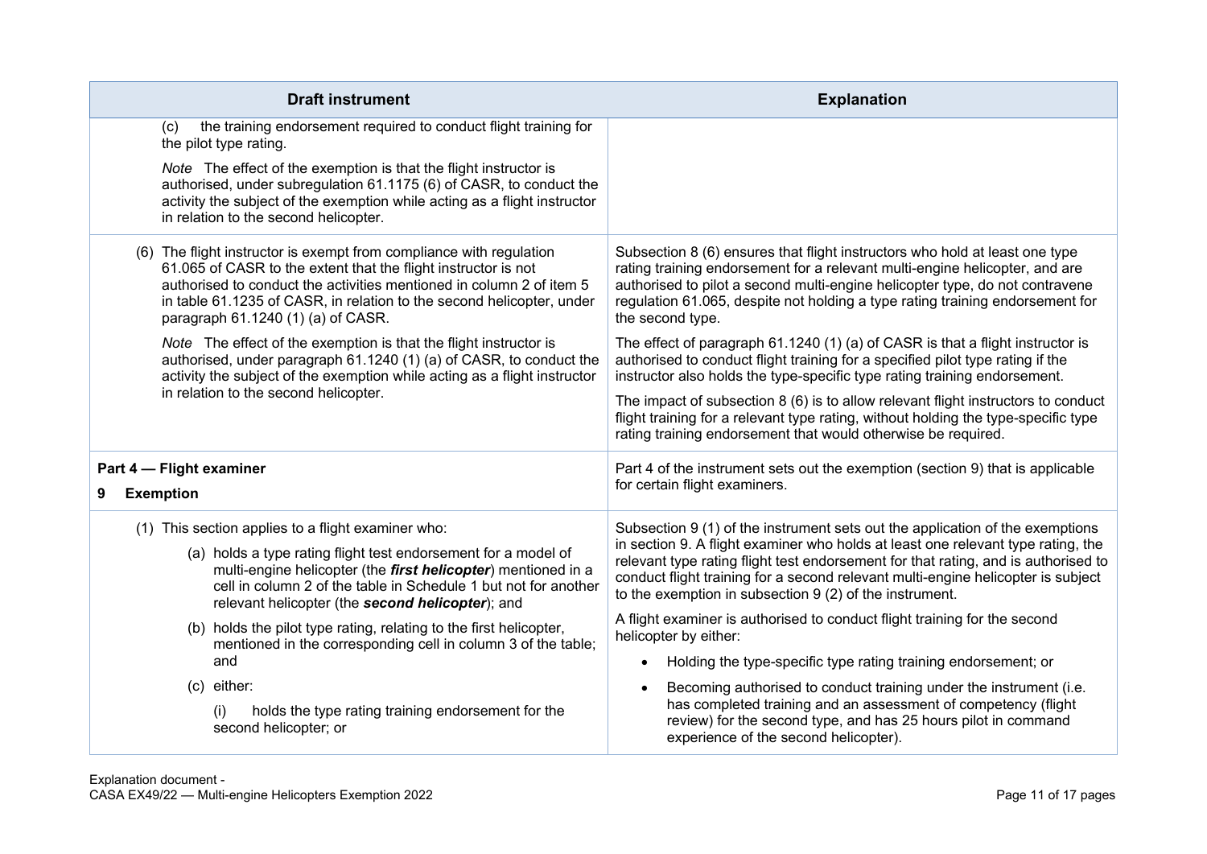| Draft instrument | Explanation |
|---|---|
| (c) the training endorsement required to conduct flight training for the pilot type rating.<br><br>*Note* The effect of the exemption is that the flight instructor is authorised, under subregulation 61.1175 (6) of CASR, to conduct the activity the subject of the exemption while acting as a flight instructor in relation to the second helicopter. | |
| (6) The flight instructor is exempt from compliance with regulation 61.065 of CASR to the extent that the flight instructor is not authorised to conduct the activities mentioned in column 2 of item 5 in table 61.1235 of CASR, in relation to the second helicopter, under paragraph 61.1240 (1) (a) of CASR.<br><br>*Note* The effect of the exemption is that the flight instructor is authorised, under paragraph 61.1240 (1) (a) of CASR, to conduct the activity the subject of the exemption while acting as a flight instructor in relation to the second helicopter. | Subsection 8 (6) ensures that flight instructors who hold at least one type rating training endorsement for a relevant multi-engine helicopter, and are authorised to pilot a second multi-engine helicopter type, do not contravene regulation 61.065, despite not holding a type rating training endorsement for the second type.<br><br>The effect of paragraph 61.1240 (1) (a) of CASR is that a flight instructor is authorised to conduct flight training for a specified pilot type rating if the instructor also holds the type-specific type rating training endorsement.<br><br>The impact of subsection 8 (6) is to allow relevant flight instructors to conduct flight training for a relevant type rating, without holding the type-specific type rating training endorsement that would otherwise be required. |
| **Part 4 — Flight examiner**<br><br>**9 Exemption** | Part 4 of the instrument sets out the exemption (section 9) that is applicable for certain flight examiners. |
| (1) This section applies to a flight examiner who:<br><br>(a) holds a type rating flight test endorsement for a model of multi-engine helicopter (the ***first helicopter***) mentioned in a cell in column 2 of the table in Schedule 1 but not for another relevant helicopter (the ***second helicopter***); and<br><br>(b) holds the pilot type rating, relating to the first helicopter, mentioned in the corresponding cell in column 3 of the table; and<br><br>(c) either:<br><br>(i) holds the type rating training endorsement for the second helicopter; or | Subsection 9 (1) of the instrument sets out the application of the exemptions in section 9. A flight examiner who holds at least one relevant type rating, the relevant type rating flight test endorsement for that rating, and is authorised to conduct flight training for a second relevant multi-engine helicopter is subject to the exemption in subsection 9 (2) of the instrument.<br><br>A flight examiner is authorised to conduct flight training for the second helicopter by either:<br><br>• Holding the type-specific type rating training endorsement; or<br><br>• Becoming authorised to conduct training under the instrument (i.e. has completed training and an assessment of competency (flight review) for the second type, and has 25 hours pilot in command experience of the second helicopter). |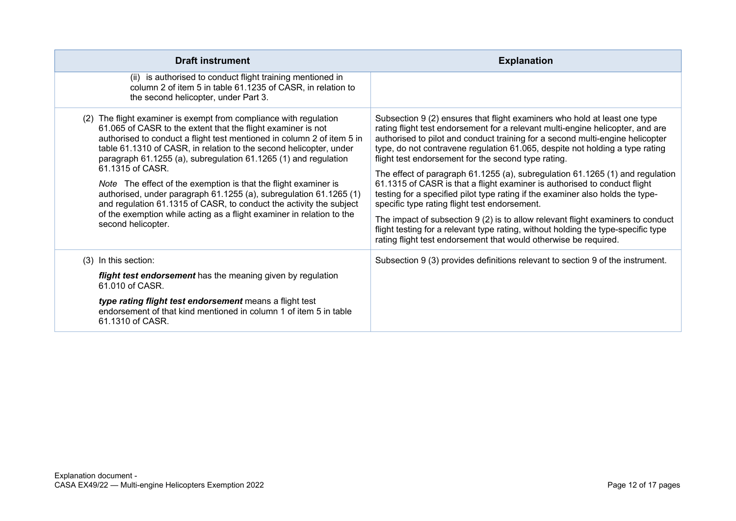| Draft instrument | Explanation |
|---|---|
| (ii) is authorised to conduct flight training mentioned in column 2 of item 5 in table 61.1235 of CASR, in relation to the second helicopter, under Part 3. | |
| (2) The flight examiner is exempt from compliance with regulation 61.065 of CASR to the extent that the flight examiner is not authorised to conduct a flight test mentioned in column 2 of item 5 in table 61.1310 of CASR, in relation to the second helicopter, under paragraph 61.1255 (a), subregulation 61.1265 (1) and regulation 61.1315 of CASR.<br><br>*Note* The effect of the exemption is that the flight examiner is authorised, under paragraph 61.1255 (a), subregulation 61.1265 (1) and regulation 61.1315 of CASR, to conduct the activity the subject of the exemption while acting as a flight examiner in relation to the second helicopter. | Subsection 9 (2) ensures that flight examiners who hold at least one type rating flight test endorsement for a relevant multi-engine helicopter, and are authorised to pilot and conduct training for a second multi-engine helicopter type, do not contravene regulation 61.065, despite not holding a type rating flight test endorsement for the second type rating.<br><br>The effect of paragraph 61.1255 (a), subregulation 61.1265 (1) and regulation 61.1315 of CASR is that a flight examiner is authorised to conduct flight testing for a specified pilot type rating if the examiner also holds the type-specific type rating flight test endorsement.<br><br>The impact of subsection 9 (2) is to allow relevant flight examiners to conduct flight testing for a relevant type rating, without holding the type-specific type rating flight test endorsement that would otherwise be required. |
| (3) In this section:<br><br>***flight test endorsement*** has the meaning given by regulation 61.010 of CASR.<br><br>***type rating flight test endorsement*** means a flight test endorsement of that kind mentioned in column 1 of item 5 in table 61.1310 of CASR. | Subsection 9 (3) provides definitions relevant to section 9 of the instrument. |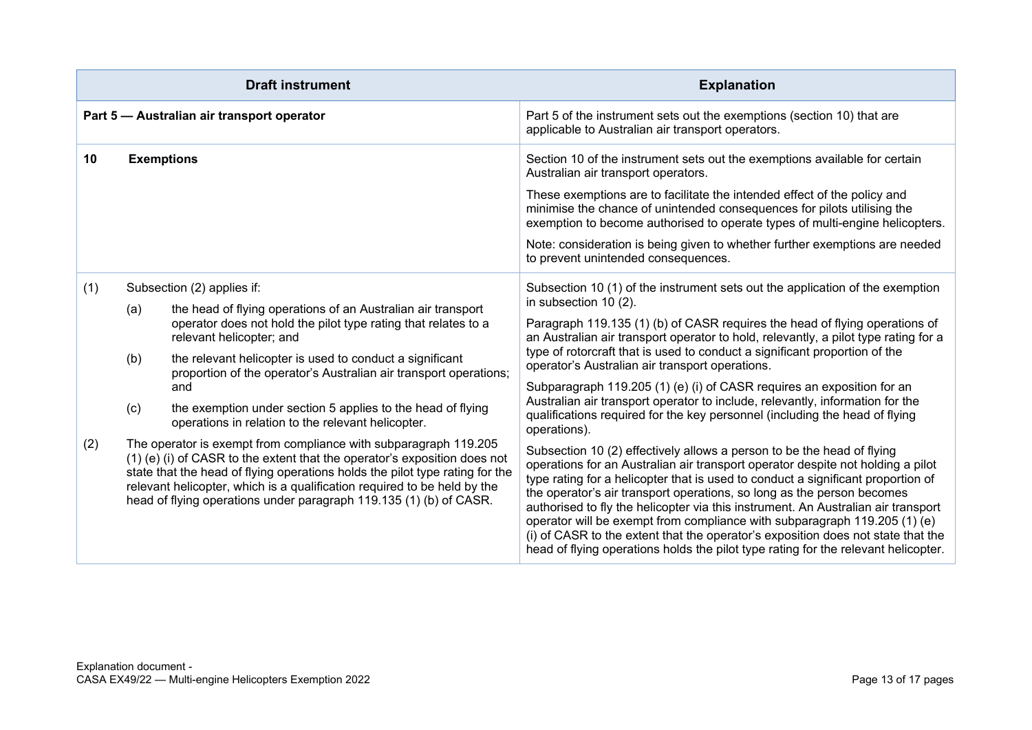| Draft instrument | Explanation |
| --- | --- |
| **Part 5 — Australian air transport operator** | Part 5 of the instrument sets out the exemptions (section 10) that are applicable to Australian air transport operators. |
| **10 Exemptions** | Section 10 of the instrument sets out the exemptions available for certain Australian air transport operators.<br><br>These exemptions are to facilitate the intended effect of the policy and minimise the chance of unintended consequences for pilots utilising the exemption to become authorised to operate types of multi-engine helicopters.<br><br>Note: consideration is being given to whether further exemptions are needed to prevent unintended consequences. |
| (1) Subsection (2) applies if:<br><br>(a) the head of flying operations of an Australian air transport operator does not hold the pilot type rating that relates to a relevant helicopter; and<br><br>(b) the relevant helicopter is used to conduct a significant proportion of the operator's Australian air transport operations; and<br><br>(c) the exemption under section 5 applies to the head of flying operations in relation to the relevant helicopter.<br><br>(2) The operator is exempt from compliance with subparagraph 119.205 (1) (e) (i) of CASR to the extent that the operator's exposition does not state that the head of flying operations holds the pilot type rating for the relevant helicopter, which is a qualification required to be held by the head of flying operations under paragraph 119.135 (1) (b) of CASR. | Subsection 10 (1) of the instrument sets out the application of the exemption in subsection 10 (2).<br><br>Paragraph 119.135 (1) (b) of CASR requires the head of flying operations of an Australian air transport operator to hold, relevantly, a pilot type rating for a type of rotorcraft that is used to conduct a significant proportion of the operator's Australian air transport operations.<br><br>Subparagraph 119.205 (1) (e) (i) of CASR requires an exposition for an Australian air transport operator to include, relevantly, information for the qualifications required for the key personnel (including the head of flying operations).<br><br>Subsection 10 (2) effectively allows a person to be the head of flying operations for an Australian air transport operator despite not holding a pilot type rating for a helicopter that is used to conduct a significant proportion of the operator's air transport operations, so long as the person becomes authorised to fly the helicopter via this instrument. An Australian air transport operator will be exempt from compliance with subparagraph 119.205 (1) (e) (i) of CASR to the extent that the operator's exposition does not state that the head of flying operations holds the pilot type rating for the relevant helicopter. |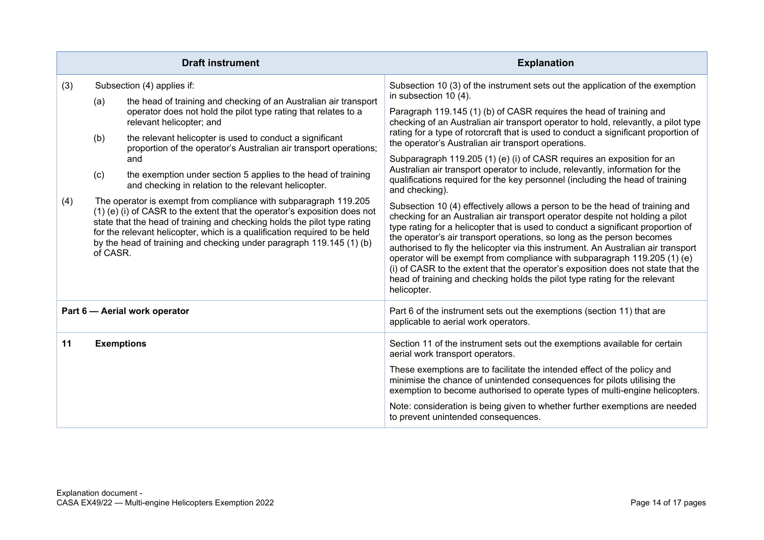| Draft instrument | Explanation |
| --- | --- |
| (3) Subsection (4) applies if:<br>(a) the head of training and checking of an Australian air transport operator does not hold the pilot type rating that relates to a relevant helicopter; and<br>(b) the relevant helicopter is used to conduct a significant proportion of the operator's Australian air transport operations; and<br>(c) the exemption under section 5 applies to the head of training and checking in relation to the relevant helicopter.<br>(4) The operator is exempt from compliance with subparagraph 119.205 (1) (e) (i) of CASR to the extent that the operator's exposition does not state that the head of training and checking holds the pilot type rating for the relevant helicopter, which is a qualification required to be held by the head of training and checking under paragraph 119.145 (1) (b) of CASR. | Subsection 10 (3) of the instrument sets out the application of the exemption in subsection 10 (4).<br>Paragraph 119.145 (1) (b) of CASR requires the head of training and checking of an Australian air transport operator to hold, relevantly, a pilot type rating for a type of rotorcraft that is used to conduct a significant proportion of the operator's Australian air transport operations.<br>Subparagraph 119.205 (1) (e) (i) of CASR requires an exposition for an Australian air transport operator to include, relevantly, information for the qualifications required for the key personnel (including the head of training and checking).<br>Subsection 10 (4) effectively allows a person to be the head of training and checking for an Australian air transport operator despite not holding a pilot type rating for a helicopter that is used to conduct a significant proportion of the operator's air transport operations, so long as the person becomes authorised to fly the helicopter via this instrument. An Australian air transport operator will be exempt from compliance with subparagraph 119.205 (1) (e) (i) of CASR to the extent that the operator's exposition does not state that the head of training and checking holds the pilot type rating for the relevant helicopter. |
| **Part 6 — Aerial work operator** | Part 6 of the instrument sets out the exemptions (section 11) that are applicable to aerial work operators. |
| **11 Exemptions** | Section 11 of the instrument sets out the exemptions available for certain aerial work transport operators.<br>These exemptions are to facilitate the intended effect of the policy and minimise the chance of unintended consequences for pilots utilising the exemption to become authorised to operate types of multi-engine helicopters.<br>Note: consideration is being given to whether further exemptions are needed to prevent unintended consequences. |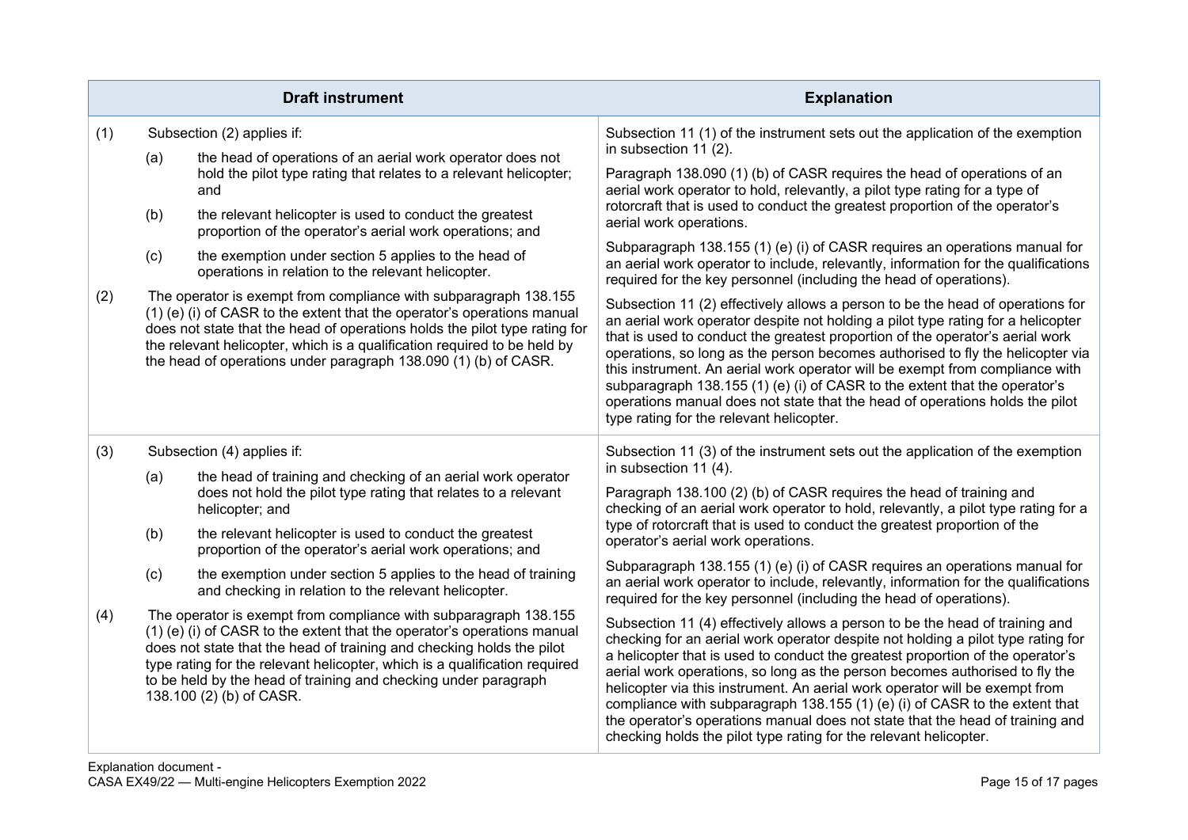| Draft instrument | Explanation |
|---|---|
| (1) Subsection (2) applies if:<br>(a) the head of operations of an aerial work operator does not hold the pilot type rating that relates to a relevant helicopter; and<br>(b) the relevant helicopter is used to conduct the greatest proportion of the operator's aerial work operations; and<br>(c) the exemption under section 5 applies to the head of operations in relation to the relevant helicopter.<br>(2) The operator is exempt from compliance with subparagraph 138.155 (1) (e) (i) of CASR to the extent that the operator's operations manual does not state that the head of operations holds the pilot type rating for the relevant helicopter, which is a qualification required to be held by the head of operations under paragraph 138.090 (1) (b) of CASR. | Subsection 11 (1) of the instrument sets out the application of the exemption in subsection 11 (2).<br><br>Paragraph 138.090 (1) (b) of CASR requires the head of operations of an aerial work operator to hold, relevantly, a pilot type rating for a type of rotorcraft that is used to conduct the greatest proportion of the operator's aerial work operations.<br><br>Subparagraph 138.155 (1) (e) (i) of CASR requires an operations manual for an aerial work operator to include, relevantly, information for the qualifications required for the key personnel (including the head of operations).<br><br>Subsection 11 (2) effectively allows a person to be the head of operations for an aerial work operator despite not holding a pilot type rating for a helicopter that is used to conduct the greatest proportion of the operator's aerial work operations, so long as the person becomes authorised to fly the helicopter via this instrument. An aerial work operator will be exempt from compliance with subparagraph 138.155 (1) (e) (i) of CASR to the extent that the operator's operations manual does not state that the head of operations holds the pilot type rating for the relevant helicopter. |
| (3) Subsection (4) applies if:<br>(a) the head of training and checking of an aerial work operator does not hold the pilot type rating that relates to a relevant helicopter; and<br>(b) the relevant helicopter is used to conduct the greatest proportion of the operator's aerial work operations; and<br>(c) the exemption under section 5 applies to the head of training and checking in relation to the relevant helicopter.<br>(4) The operator is exempt from compliance with subparagraph 138.155 (1) (e) (i) of CASR to the extent that the operator's operations manual does not state that the head of training and checking holds the pilot type rating for the relevant helicopter, which is a qualification required to be held by the head of training and checking under paragraph 138.100 (2) (b) of CASR. | Subsection 11 (3) of the instrument sets out the application of the exemption in subsection 11 (4).<br><br>Paragraph 138.100 (2) (b) of CASR requires the head of training and checking of an aerial work operator to hold, relevantly, a pilot type rating for a type of rotorcraft that is used to conduct the greatest proportion of the operator's aerial work operations.<br><br>Subparagraph 138.155 (1) (e) (i) of CASR requires an operations manual for an aerial work operator to include, relevantly, information for the qualifications required for the key personnel (including the head of operations).<br><br>Subsection 11 (4) effectively allows a person to be the head of training and checking for an aerial work operator despite not holding a pilot type rating for a helicopter that is used to conduct the greatest proportion of the operator's aerial work operations, so long as the person becomes authorised to fly the helicopter via this instrument. An aerial work operator will be exempt from compliance with subparagraph 138.155 (1) (e) (i) of CASR to the extent that the operator's operations manual does not state that the head of training and checking holds the pilot type rating for the relevant helicopter. |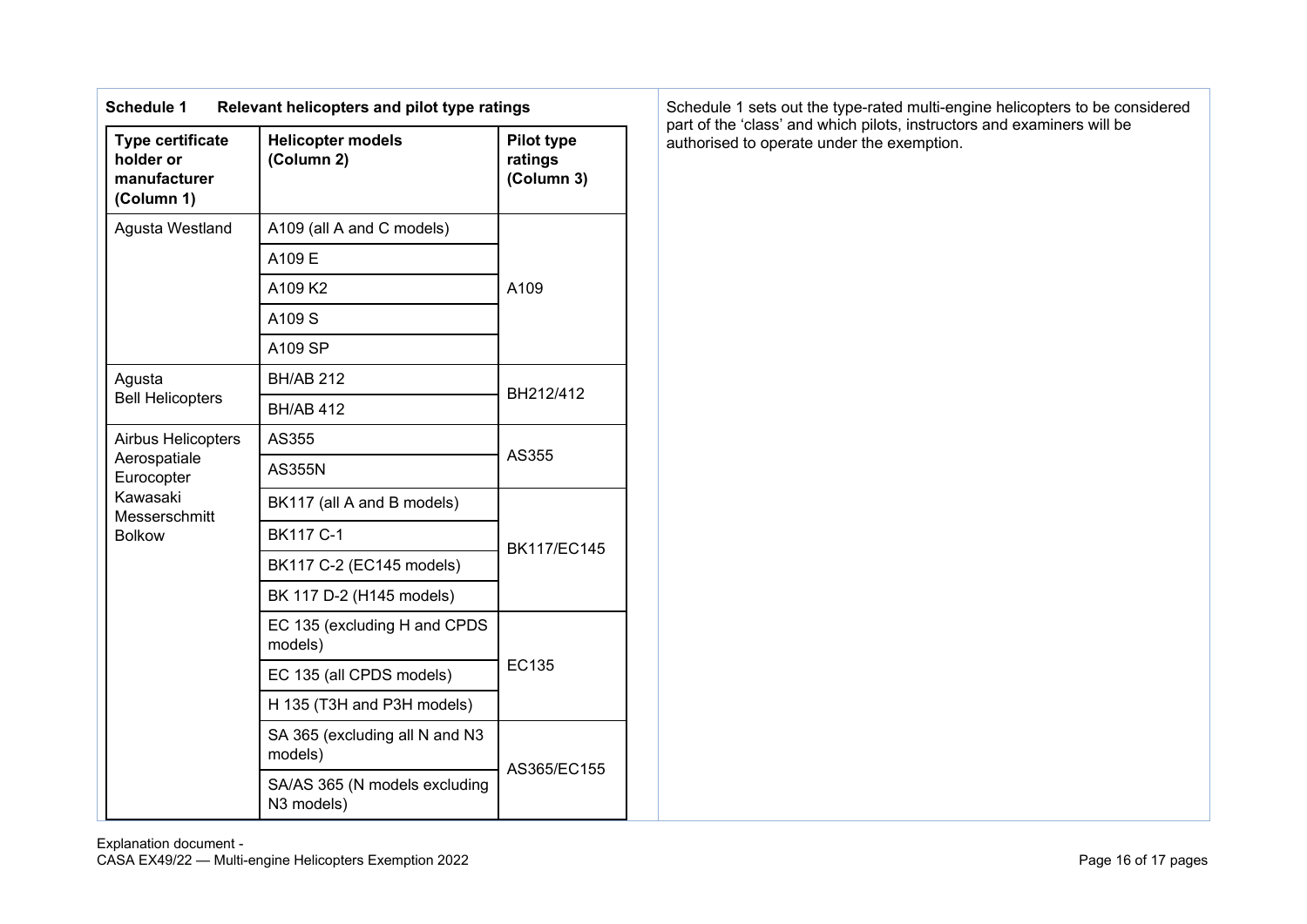**Schedule 1 Relevant helicopters and pilot type ratings**

| Type certificate holder or manufacturer (Column 1) | Helicopter models (Column 2) | Pilot type ratings (Column 3) |
|---|---|---|
| Agusta Westland | A109 (all A and C models) | A109 |
| | A109 E | |
| | A109 K2 | |
| | A109 S | |
| | A109 SP | |
| Agusta Bell Helicopters | BH/AB 212 | BH212/412 |
| | BH/AB 412 | |
| Airbus Helicopters Aerospatiale Eurocopter Kawasaki Messerschmitt Bolkow | AS355 | AS355 |
| | AS355N | |
| | BK117 (all A and B models) | BK117/EC145 |
| | BK117 C-1 | |
| | BK117 C-2 (EC145 models) | |
| | BK 117 D-2 (H145 models) | |
| | EC 135 (excluding H and CPDS models) | EC135 |
| | EC 135 (all CPDS models) | |
| | H 135 (T3H and P3H models) | |
| | SA 365 (excluding all N and N3 models) | AS365/EC155 |
| | SA/AS 365 (N models excluding N3 models) | |

Schedule 1 sets out the type-rated multi-engine helicopters to be considered part of the 'class' and which pilots, instructors and examiners will be authorised to operate under the exemption.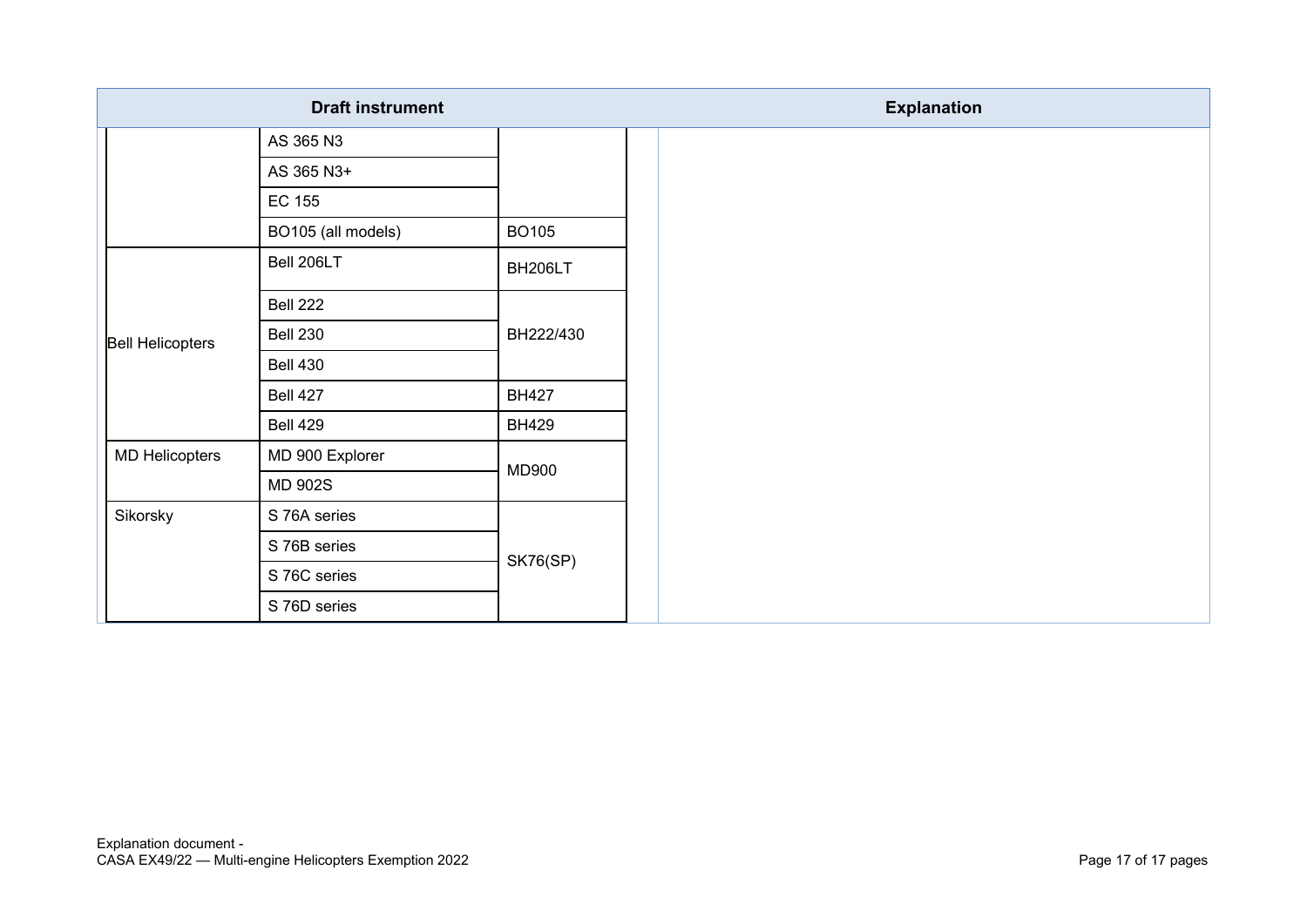| Draft instrument | | | Explanation |
| --- | --- | --- | --- |
| | AS 365 N3 | | |
| | AS 365 N3+ | | |
| | EC 155 | | |
| | BO105 (all models) | BO105 | |
| Bell Helicopters | Bell 206LT | BH206LT | |
| | Bell 222 | BH222/430 | |
| | Bell 230 | | |
| | Bell 430 | | |
| | Bell 427 | BH427 | |
| | Bell 429 | BH429 | |
| MD Helicopters | MD 900 Explorer | MD900 | |
| | MD 902S | | |
| Sikorsky | S 76A series | SK76(SP) | |
| | S 76B series | | |
| | S 76C series | | |
| | S 76D series | | |